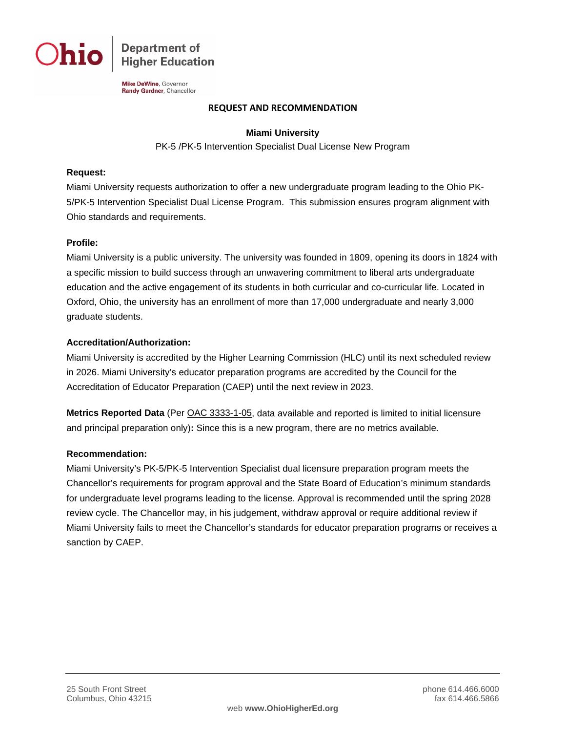Ohio | Department of Higher Education

**Mike DeWine**, Governor
**Randy Gardner**, Chancellor

## REQUEST AND RECOMMENDATION

**Miami University**

PK-5 /PK-5 Intervention Specialist Dual License New Program

**Request:**

Miami University requests authorization to offer a new undergraduate program leading to the Ohio PK-5/PK-5 Intervention Specialist Dual License Program. This submission ensures program alignment with Ohio standards and requirements.

**Profile:**

Miami University is a public university. The university was founded in 1809, opening its doors in 1824 with a specific mission to build success through an unwavering commitment to liberal arts undergraduate education and the active engagement of its students in both curricular and co-curricular life. Located in Oxford, Ohio, the university has an enrollment of more than 17,000 undergraduate and nearly 3,000 graduate students.

**Accreditation/Authorization:**

Miami University is accredited by the Higher Learning Commission (HLC) until its next scheduled review in 2026. Miami University's educator preparation programs are accredited by the Council for the Accreditation of Educator Preparation (CAEP) until the next review in 2023.

**Metrics Reported Data** (Per OAC 3333-1-05, data available and reported is limited to initial licensure and principal preparation only)**:** Since this is a new program, there are no metrics available.

**Recommendation:**

Miami University's PK-5/PK-5 Intervention Specialist dual licensure preparation program meets the Chancellor's requirements for program approval and the State Board of Education's minimum standards for undergraduate level programs leading to the license. Approval is recommended until the spring 2028 review cycle. The Chancellor may, in his judgement, withdraw approval or require additional review if Miami University fails to meet the Chancellor's standards for educator preparation programs or receives a sanction by CAEP.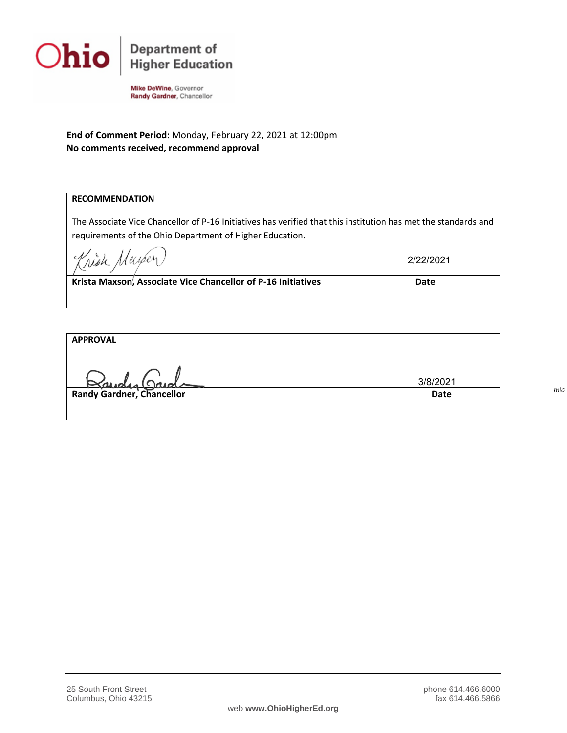Ohio | Department of Higher Education

**Mike DeWine**, Governor
**Randy Gardner**, Chancellor

**End of Comment Period:** Monday, February 22, 2021 at 12:00pm
**No comments received, recommend approval**

**RECOMMENDATION**

The Associate Vice Chancellor of P-16 Initiatives has verified that this institution has met the standards and requirements of the Ohio Department of Higher Education.

2/22/2021

**Krista Maxson, Associate Vice Chancellor of P-16 Initiatives** **Date**

**APPROVAL**

3/8/2021

**Randy Gardner, Chancellor** **Date**

mlc

25 South Front Street
Columbus, Ohio 43215

phone 614.466.6000
fax 614.466.5866

web **www.OhioHigherEd.org**